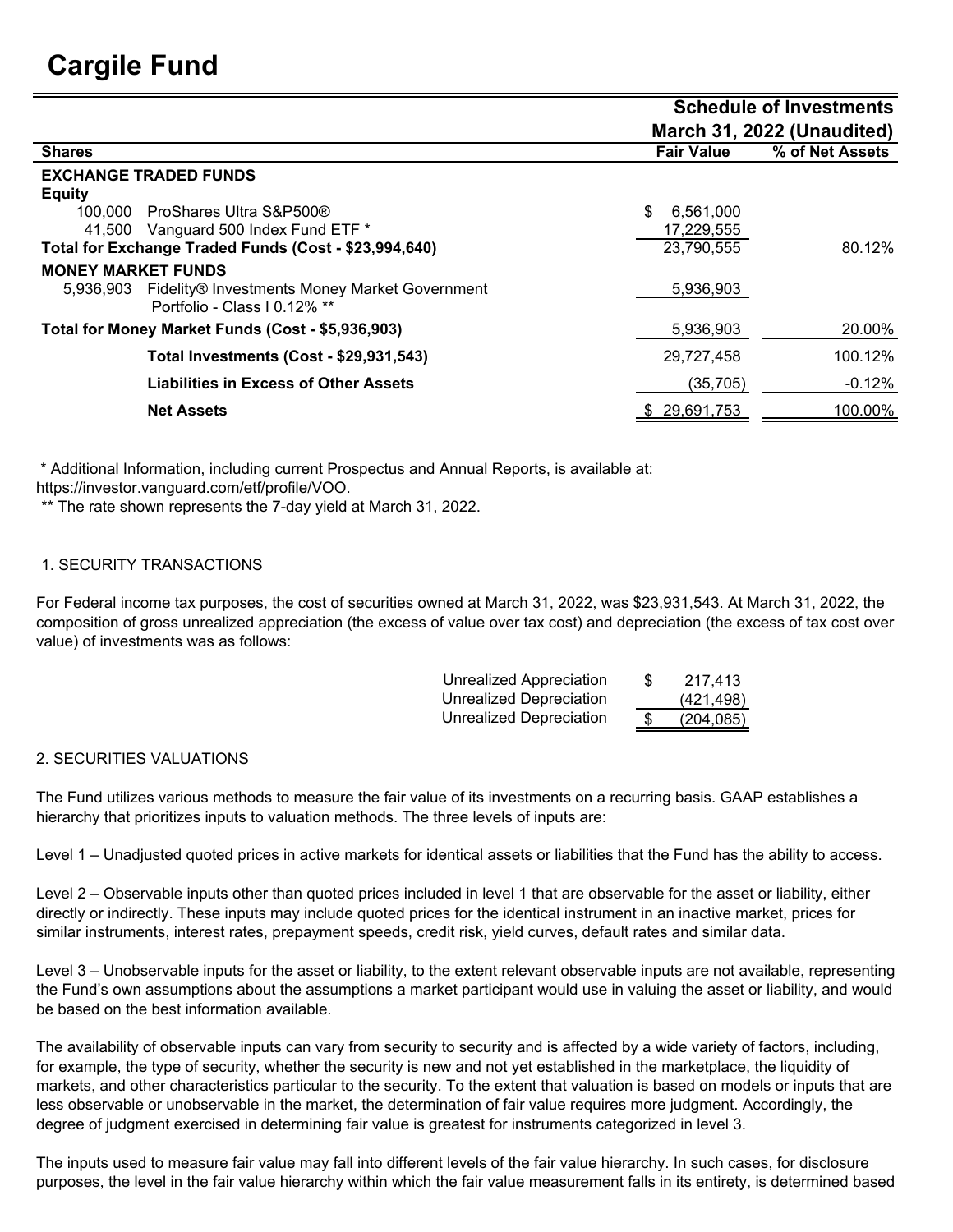# Cargile Fund

**Schedule of Investments**
**March 31, 2022 (Unaudited)**

| Shares | | Fair Value | % of Net Assets |
|---|---|---|---|
| **EXCHANGE TRADED FUNDS** | | | |
| **Equity** | | | |
| 100,000 | ProShares Ultra S&P500® | $ 6,561,000 | |
| 41,500 | Vanguard 500 Index Fund ETF * | 17,229,555 | |
| **Total for Exchange Traded Funds (Cost - $23,994,640)** | | 23,790,555 | 80.12% |
| **MONEY MARKET FUNDS** | | | |
| 5,936,903 | Fidelity® Investments Money Market Government Portfolio - Class I 0.12% ** | 5,936,903 | |
| **Total for Money Market Funds (Cost - $5,936,903)** | | 5,936,903 | 20.00% |
| | **Total Investments (Cost - $29,931,543)** | 29,727,458 | 100.12% |
| | **Liabilities in Excess of Other Assets** | (35,705) | -0.12% |
| | **Net Assets** | $ 29,691,753 | 100.00% |

* Additional Information, including current Prospectus and Annual Reports, is available at: https://investor.vanguard.com/etf/profile/VOO.

** The rate shown represents the 7-day yield at March 31, 2022.

1. SECURITY TRANSACTIONS

For Federal income tax purposes, the cost of securities owned at March 31, 2022, was $23,931,543. At March 31, 2022, the composition of gross unrealized appreciation (the excess of value over tax cost) and depreciation (the excess of tax cost over value) of investments was as follows:

| | |
|---|---|
| Unrealized Appreciation | $ 217,413 |
| Unrealized Depreciation | (421,498) |
| Unrealized Depreciation | $ (204,085) |

2. SECURITIES VALUATIONS

The Fund utilizes various methods to measure the fair value of its investments on a recurring basis. GAAP establishes a hierarchy that prioritizes inputs to valuation methods. The three levels of inputs are:

Level 1 – Unadjusted quoted prices in active markets for identical assets or liabilities that the Fund has the ability to access.

Level 2 – Observable inputs other than quoted prices included in level 1 that are observable for the asset or liability, either directly or indirectly. These inputs may include quoted prices for the identical instrument in an inactive market, prices for similar instruments, interest rates, prepayment speeds, credit risk, yield curves, default rates and similar data.

Level 3 – Unobservable inputs for the asset or liability, to the extent relevant observable inputs are not available, representing the Fund's own assumptions about the assumptions a market participant would use in valuing the asset or liability, and would be based on the best information available.

The availability of observable inputs can vary from security to security and is affected by a wide variety of factors, including, for example, the type of security, whether the security is new and not yet established in the marketplace, the liquidity of markets, and other characteristics particular to the security. To the extent that valuation is based on models or inputs that are less observable or unobservable in the market, the determination of fair value requires more judgment. Accordingly, the degree of judgment exercised in determining fair value is greatest for instruments categorized in level 3.

The inputs used to measure fair value may fall into different levels of the fair value hierarchy. In such cases, for disclosure purposes, the level in the fair value hierarchy within which the fair value measurement falls in its entirety, is determined based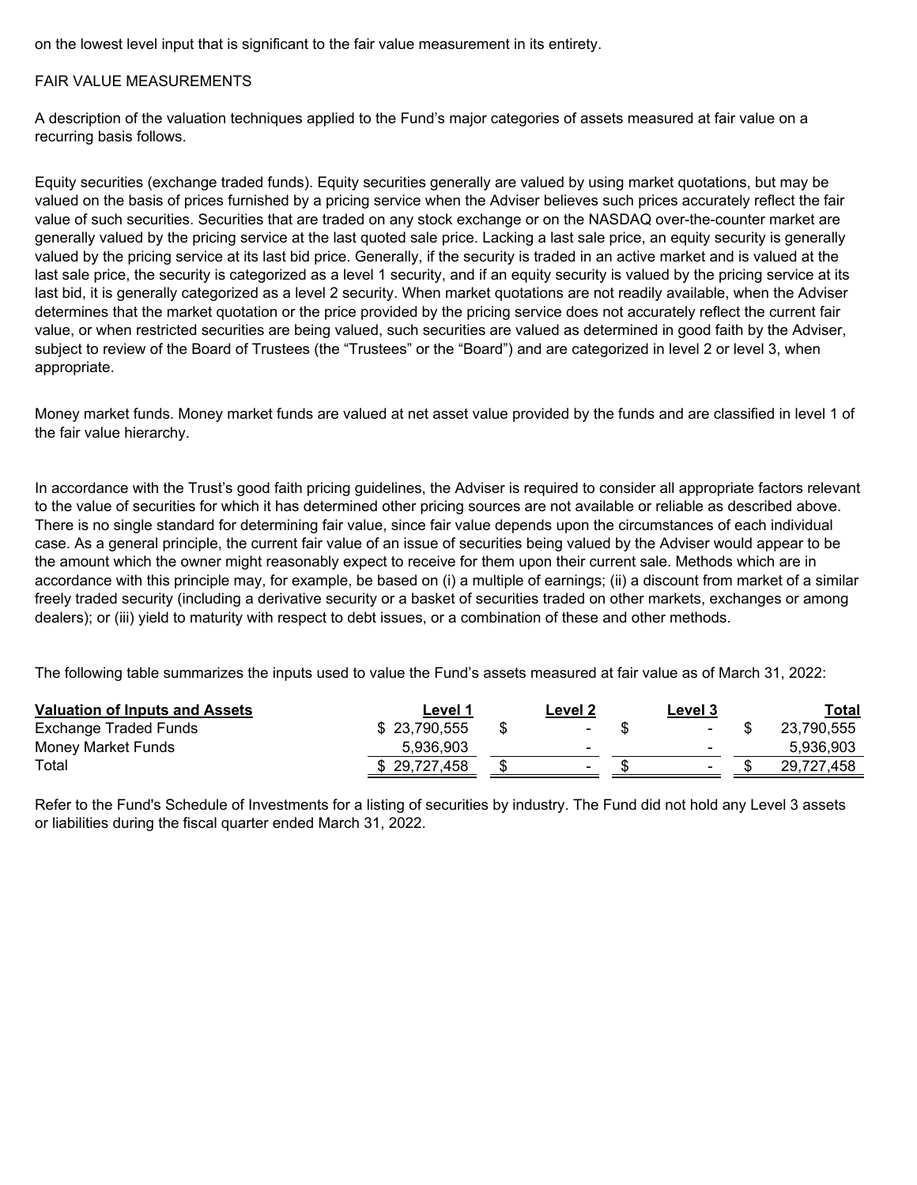on the lowest level input that is significant to the fair value measurement in its entirety.

FAIR VALUE MEASUREMENTS

A description of the valuation techniques applied to the Fund's major categories of assets measured at fair value on a recurring basis follows.

Equity securities (exchange traded funds). Equity securities generally are valued by using market quotations, but may be valued on the basis of prices furnished by a pricing service when the Adviser believes such prices accurately reflect the fair value of such securities. Securities that are traded on any stock exchange or on the NASDAQ over-the-counter market are generally valued by the pricing service at the last quoted sale price. Lacking a last sale price, an equity security is generally valued by the pricing service at its last bid price. Generally, if the security is traded in an active market and is valued at the last sale price, the security is categorized as a level 1 security, and if an equity security is valued by the pricing service at its last bid, it is generally categorized as a level 2 security. When market quotations are not readily available, when the Adviser determines that the market quotation or the price provided by the pricing service does not accurately reflect the current fair value, or when restricted securities are being valued, such securities are valued as determined in good faith by the Adviser, subject to review of the Board of Trustees (the "Trustees" or the "Board") and are categorized in level 2 or level 3, when appropriate.

Money market funds. Money market funds are valued at net asset value provided by the funds and are classified in level 1 of the fair value hierarchy.

In accordance with the Trust's good faith pricing guidelines, the Adviser is required to consider all appropriate factors relevant to the value of securities for which it has determined other pricing sources are not available or reliable as described above. There is no single standard for determining fair value, since fair value depends upon the circumstances of each individual case. As a general principle, the current fair value of an issue of securities being valued by the Adviser would appear to be the amount which the owner might reasonably expect to receive for them upon their current sale. Methods which are in accordance with this principle may, for example, be based on (i) a multiple of earnings; (ii) a discount from market of a similar freely traded security (including a derivative security or a basket of securities traded on other markets, exchanges or among dealers); or (iii) yield to maturity with respect to debt issues, or a combination of these and other methods.

The following table summarizes the inputs used to value the Fund's assets measured at fair value as of March 31, 2022:

| Valuation of Inputs and Assets | Level 1 | Level 2 | Level 3 | Total |
|---|---|---|---|---|
| Exchange Traded Funds | $ 23,790,555 | $ - | $ - | $ 23,790,555 |
| Money Market Funds | 5,936,903 | - | - | 5,936,903 |
| Total | $ 29,727,458 | $ - | $ - | $ 29,727,458 |

Refer to the Fund's Schedule of Investments for a listing of securities by industry. The Fund did not hold any Level 3 assets or liabilities during the fiscal quarter ended March 31, 2022.